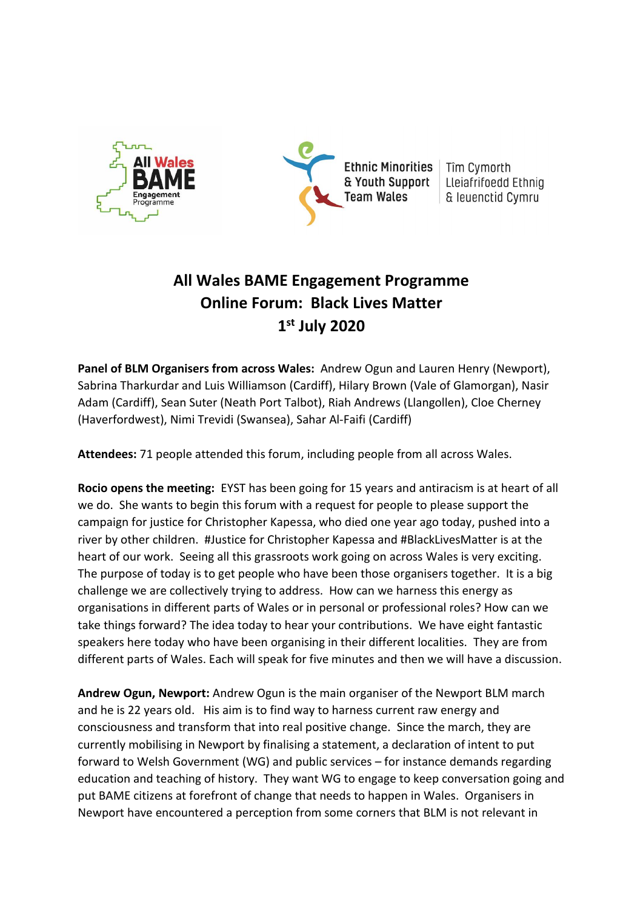All Wales BAME Engagement Programme

Ethnic Minorities & Youth Support Team Wales | Tîm Cymorth Lleiafrifoedd Ethnig & Ieuenctid Cymru

# All Wales BAME Engagement Programme
# Online Forum: Black Lives Matter
# 1st July 2020

**Panel of BLM Organisers from across Wales:** Andrew Ogun and Lauren Henry (Newport), Sabrina Tharkurdar and Luis Williamson (Cardiff), Hilary Brown (Vale of Glamorgan), Nasir Adam (Cardiff), Sean Suter (Neath Port Talbot), Riah Andrews (Llangollen), Cloe Cherney (Haverfordwest), Nimi Trevidi (Swansea), Sahar Al-Faifi (Cardiff)

**Attendees:** 71 people attended this forum, including people from all across Wales.

**Rocio opens the meeting:** EYST has been going for 15 years and antiracism is at heart of all we do. She wants to begin this forum with a request for people to please support the campaign for justice for Christopher Kapessa, who died one year ago today, pushed into a river by other children. #Justice for Christopher Kapessa and #BlackLivesMatter is at the heart of our work. Seeing all this grassroots work going on across Wales is very exciting. The purpose of today is to get people who have been those organisers together. It is a big challenge we are collectively trying to address. How can we harness this energy as organisations in different parts of Wales or in personal or professional roles? How can we take things forward? The idea today to hear your contributions. We have eight fantastic speakers here today who have been organising in their different localities. They are from different parts of Wales. Each will speak for five minutes and then we will have a discussion.

**Andrew Ogun, Newport:** Andrew Ogun is the main organiser of the Newport BLM march and he is 22 years old. His aim is to find way to harness current raw energy and consciousness and transform that into real positive change. Since the march, they are currently mobilising in Newport by finalising a statement, a declaration of intent to put forward to Welsh Government (WG) and public services – for instance demands regarding education and teaching of history. They want WG to engage to keep conversation going and put BAME citizens at forefront of change that needs to happen in Wales. Organisers in Newport have encountered a perception from some corners that BLM is not relevant in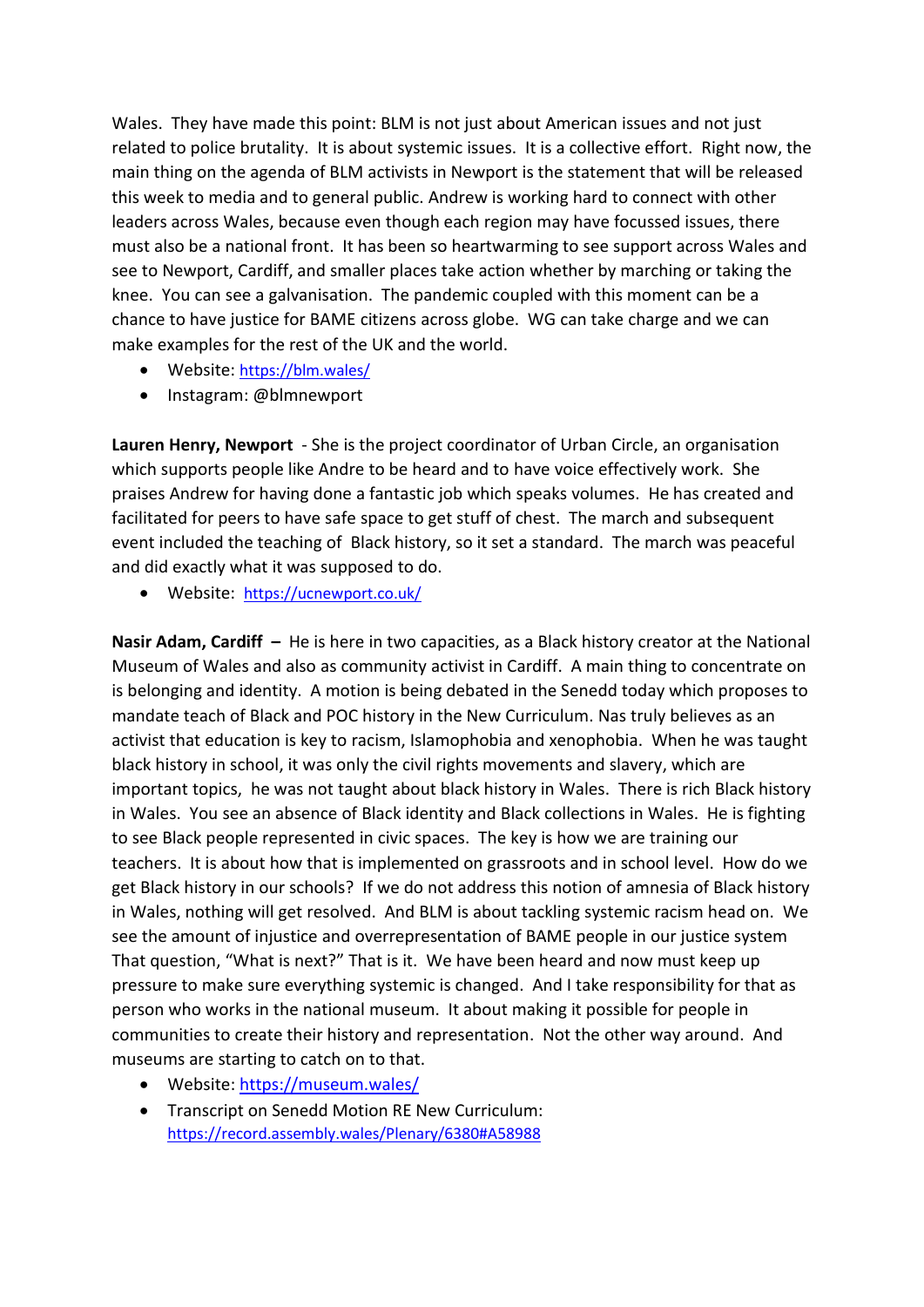Wales. They have made this point: BLM is not just about American issues and not just related to police brutality. It is about systemic issues. It is a collective effort. Right now, the main thing on the agenda of BLM activists in Newport is the statement that will be released this week to media and to general public. Andrew is working hard to connect with other leaders across Wales, because even though each region may have focussed issues, there must also be a national front. It has been so heartwarming to see support across Wales and see to Newport, Cardiff, and smaller places take action whether by marching or taking the knee. You can see a galvanisation. The pandemic coupled with this moment can be a chance to have justice for BAME citizens across globe. WG can take charge and we can make examples for the rest of the UK and the world.

- Website: https://blm.wales/
- Instagram: @blmnewport

**Lauren Henry, Newport** - She is the project coordinator of Urban Circle, an organisation which supports people like Andre to be heard and to have voice effectively work. She praises Andrew for having done a fantastic job which speaks volumes. He has created and facilitated for peers to have safe space to get stuff of chest. The march and subsequent event included the teaching of Black history, so it set a standard. The march was peaceful and did exactly what it was supposed to do.

- Website: https://ucnewport.co.uk/

**Nasir Adam, Cardiff –** He is here in two capacities, as a Black history creator at the National Museum of Wales and also as community activist in Cardiff. A main thing to concentrate on is belonging and identity. A motion is being debated in the Senedd today which proposes to mandate teach of Black and POC history in the New Curriculum. Nas truly believes as an activist that education is key to racism, Islamophobia and xenophobia. When he was taught black history in school, it was only the civil rights movements and slavery, which are important topics, he was not taught about black history in Wales. There is rich Black history in Wales. You see an absence of Black identity and Black collections in Wales. He is fighting to see Black people represented in civic spaces. The key is how we are training our teachers. It is about how that is implemented on grassroots and in school level. How do we get Black history in our schools? If we do not address this notion of amnesia of Black history in Wales, nothing will get resolved. And BLM is about tackling systemic racism head on. We see the amount of injustice and overrepresentation of BAME people in our justice system That question, "What is next?" That is it. We have been heard and now must keep up pressure to make sure everything systemic is changed. And I take responsibility for that as person who works in the national museum. It about making it possible for people in communities to create their history and representation. Not the other way around. And museums are starting to catch on to that.

- Website: https://museum.wales/
- Transcript on Senedd Motion RE New Curriculum: https://record.assembly.wales/Plenary/6380#A58988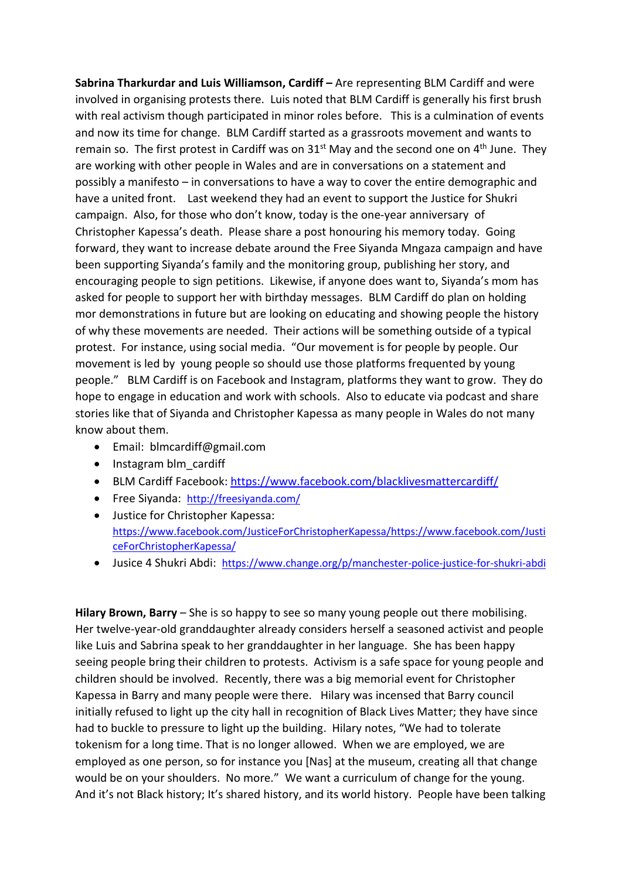**Sabrina Tharkurdar and Luis Williamson, Cardiff –** Are representing BLM Cardiff and were involved in organising protests there. Luis noted that BLM Cardiff is generally his first brush with real activism though participated in minor roles before. This is a culmination of events and now its time for change. BLM Cardiff started as a grassroots movement and wants to remain so. The first protest in Cardiff was on 31st May and the second one on 4th June. They are working with other people in Wales and are in conversations on a statement and possibly a manifesto – in conversations to have a way to cover the entire demographic and have a united front. Last weekend they had an event to support the Justice for Shukri campaign. Also, for those who don't know, today is the one-year anniversary of Christopher Kapessa's death. Please share a post honouring his memory today. Going forward, they want to increase debate around the Free Siyanda Mngaza campaign and have been supporting Siyanda's family and the monitoring group, publishing her story, and encouraging people to sign petitions. Likewise, if anyone does want to, Siyanda's mom has asked for people to support her with birthday messages. BLM Cardiff do plan on holding mor demonstrations in future but are looking on educating and showing people the history of why these movements are needed. Their actions will be something outside of a typical protest. For instance, using social media. "Our movement is for people by people. Our movement is led by young people so should use those platforms frequented by young people." BLM Cardiff is on Facebook and Instagram, platforms they want to grow. They do hope to engage in education and work with schools. Also to educate via podcast and share stories like that of Siyanda and Christopher Kapessa as many people in Wales do not many know about them.

- Email: blmcardiff@gmail.com
- Instagram blm_cardiff
- BLM Cardiff Facebook: https://www.facebook.com/blacklivesmattercardiff/
- Free Siyanda: http://freesiyanda.com/
- Justice for Christopher Kapessa: https://www.facebook.com/JusticeForChristopherKapessa/https://www.facebook.com/JusticeForChristopherKapessa/
- Jusice 4 Shukri Abdi: https://www.change.org/p/manchester-police-justice-for-shukri-abdi

**Hilary Brown, Barry** – She is so happy to see so many young people out there mobilising. Her twelve-year-old granddaughter already considers herself a seasoned activist and people like Luis and Sabrina speak to her granddaughter in her language. She has been happy seeing people bring their children to protests. Activism is a safe space for young people and children should be involved. Recently, there was a big memorial event for Christopher Kapessa in Barry and many people were there. Hilary was incensed that Barry council initially refused to light up the city hall in recognition of Black Lives Matter; they have since had to buckle to pressure to light up the building. Hilary notes, "We had to tolerate tokenism for a long time. That is no longer allowed. When we are employed, we are employed as one person, so for instance you [Nas] at the museum, creating all that change would be on your shoulders. No more." We want a curriculum of change for the young. And it's not Black history; It's shared history, and its world history. People have been talking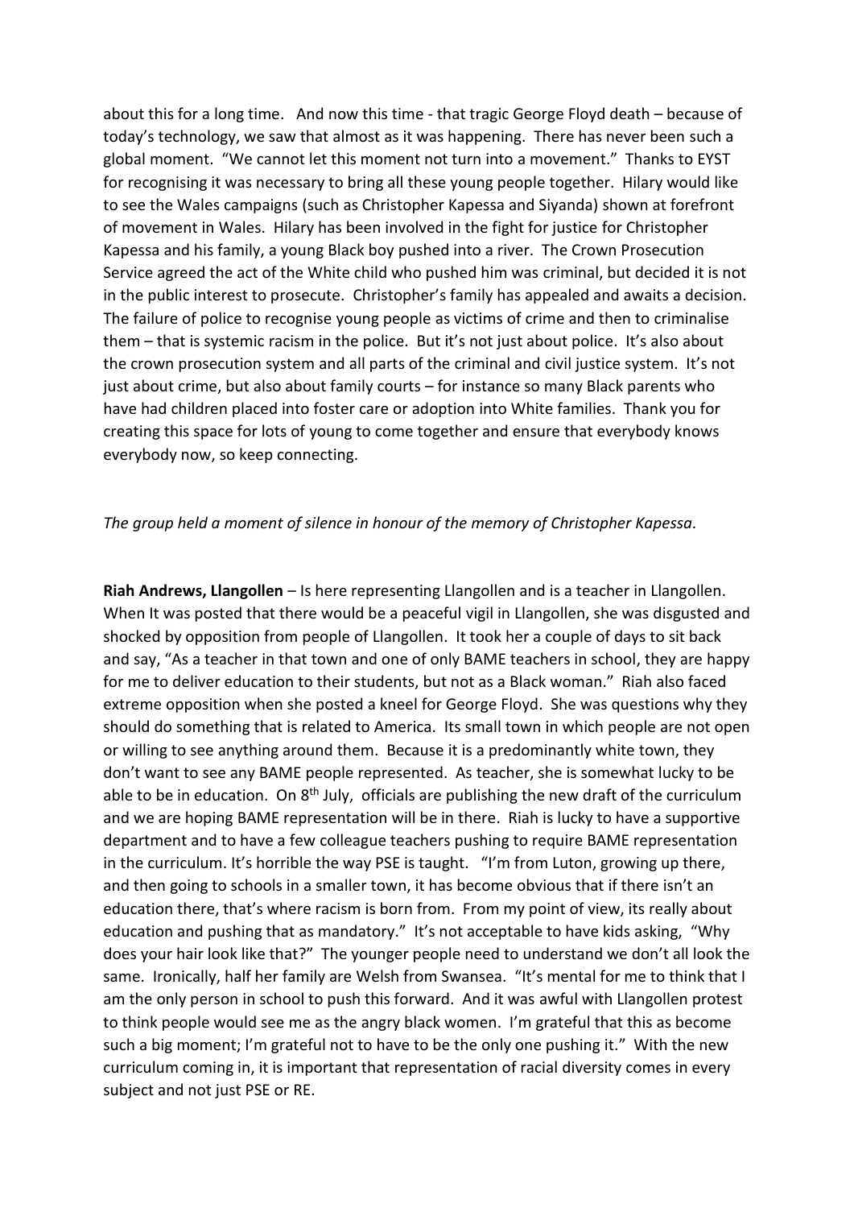about this for a long time. And now this time - that tragic George Floyd death – because of today's technology, we saw that almost as it was happening. There has never been such a global moment. "We cannot let this moment not turn into a movement." Thanks to EYST for recognising it was necessary to bring all these young people together. Hilary would like to see the Wales campaigns (such as Christopher Kapessa and Siyanda) shown at forefront of movement in Wales. Hilary has been involved in the fight for justice for Christopher Kapessa and his family, a young Black boy pushed into a river. The Crown Prosecution Service agreed the act of the White child who pushed him was criminal, but decided it is not in the public interest to prosecute. Christopher's family has appealed and awaits a decision. The failure of police to recognise young people as victims of crime and then to criminalise them – that is systemic racism in the police. But it's not just about police. It's also about the crown prosecution system and all parts of the criminal and civil justice system. It's not just about crime, but also about family courts – for instance so many Black parents who have had children placed into foster care or adoption into White families. Thank you for creating this space for lots of young to come together and ensure that everybody knows everybody now, so keep connecting.

*The group held a moment of silence in honour of the memory of Christopher Kapessa.*

**Riah Andrews, Llangollen** – Is here representing Llangollen and is a teacher in Llangollen. When It was posted that there would be a peaceful vigil in Llangollen, she was disgusted and shocked by opposition from people of Llangollen. It took her a couple of days to sit back and say, "As a teacher in that town and one of only BAME teachers in school, they are happy for me to deliver education to their students, but not as a Black woman." Riah also faced extreme opposition when she posted a kneel for George Floyd. She was questions why they should do something that is related to America. Its small town in which people are not open or willing to see anything around them. Because it is a predominantly white town, they don't want to see any BAME people represented. As teacher, she is somewhat lucky to be able to be in education. On 8th July, officials are publishing the new draft of the curriculum and we are hoping BAME representation will be in there. Riah is lucky to have a supportive department and to have a few colleague teachers pushing to require BAME representation in the curriculum. It's horrible the way PSE is taught. "I'm from Luton, growing up there, and then going to schools in a smaller town, it has become obvious that if there isn't an education there, that's where racism is born from. From my point of view, its really about education and pushing that as mandatory." It's not acceptable to have kids asking, "Why does your hair look like that?" The younger people need to understand we don't all look the same. Ironically, half her family are Welsh from Swansea. "It's mental for me to think that I am the only person in school to push this forward. And it was awful with Llangollen protest to think people would see me as the angry black women. I'm grateful that this as become such a big moment; I'm grateful not to have to be the only one pushing it." With the new curriculum coming in, it is important that representation of racial diversity comes in every subject and not just PSE or RE.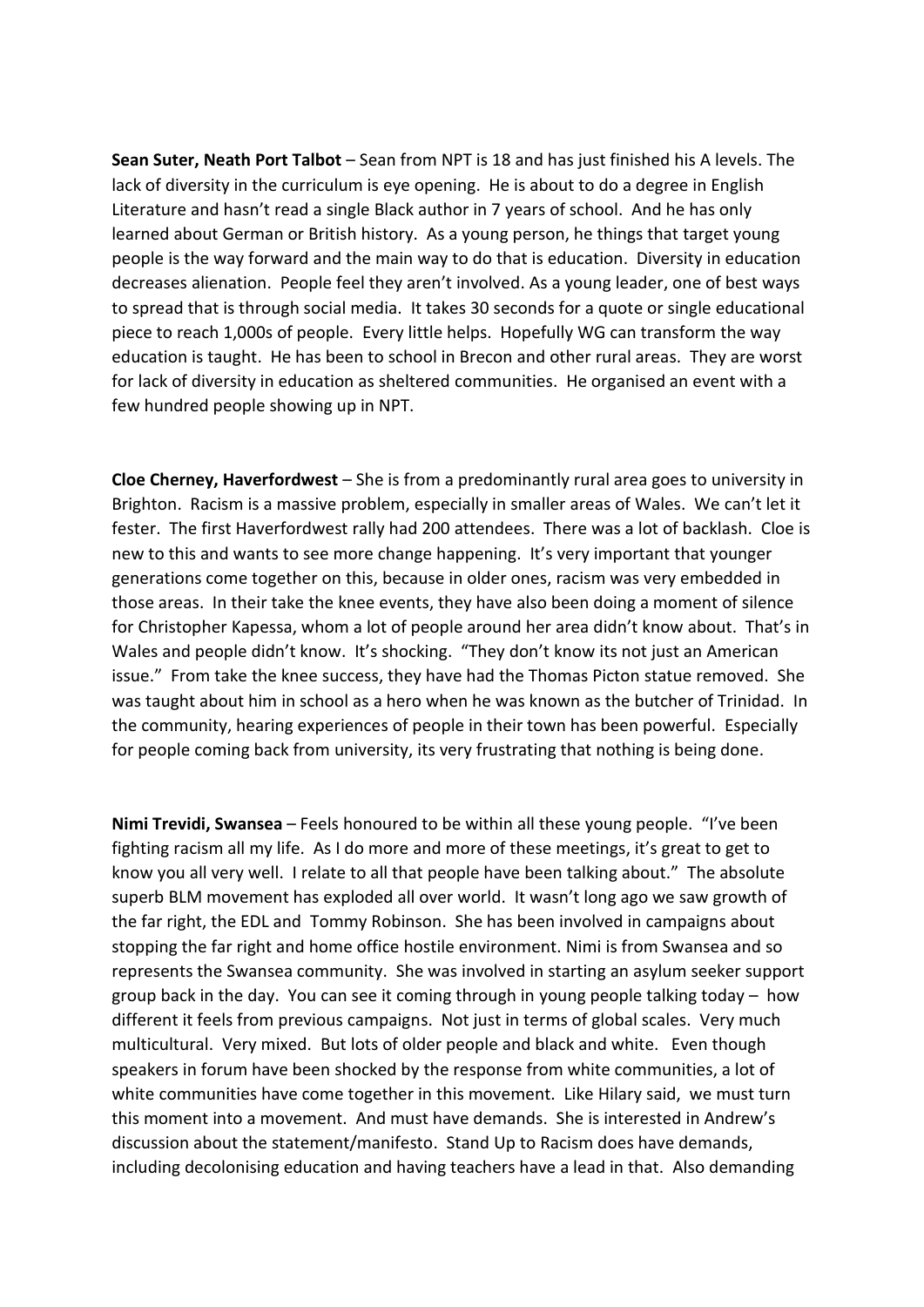**Sean Suter, Neath Port Talbot** – Sean from NPT is 18 and has just finished his A levels. The lack of diversity in the curriculum is eye opening. He is about to do a degree in English Literature and hasn't read a single Black author in 7 years of school. And he has only learned about German or British history. As a young person, he things that target young people is the way forward and the main way to do that is education. Diversity in education decreases alienation. People feel they aren't involved. As a young leader, one of best ways to spread that is through social media. It takes 30 seconds for a quote or single educational piece to reach 1,000s of people. Every little helps. Hopefully WG can transform the way education is taught. He has been to school in Brecon and other rural areas. They are worst for lack of diversity in education as sheltered communities. He organised an event with a few hundred people showing up in NPT.

**Cloe Cherney, Haverfordwest** – She is from a predominantly rural area goes to university in Brighton. Racism is a massive problem, especially in smaller areas of Wales. We can't let it fester. The first Haverfordwest rally had 200 attendees. There was a lot of backlash. Cloe is new to this and wants to see more change happening. It's very important that younger generations come together on this, because in older ones, racism was very embedded in those areas. In their take the knee events, they have also been doing a moment of silence for Christopher Kapessa, whom a lot of people around her area didn't know about. That's in Wales and people didn't know. It's shocking. "They don't know its not just an American issue." From take the knee success, they have had the Thomas Picton statue removed. She was taught about him in school as a hero when he was known as the butcher of Trinidad. In the community, hearing experiences of people in their town has been powerful. Especially for people coming back from university, its very frustrating that nothing is being done.

**Nimi Trevidi, Swansea** – Feels honoured to be within all these young people. "I've been fighting racism all my life. As I do more and more of these meetings, it's great to get to know you all very well. I relate to all that people have been talking about." The absolute superb BLM movement has exploded all over world. It wasn't long ago we saw growth of the far right, the EDL and Tommy Robinson. She has been involved in campaigns about stopping the far right and home office hostile environment. Nimi is from Swansea and so represents the Swansea community. She was involved in starting an asylum seeker support group back in the day. You can see it coming through in young people talking today – how different it feels from previous campaigns. Not just in terms of global scales. Very much multicultural. Very mixed. But lots of older people and black and white. Even though speakers in forum have been shocked by the response from white communities, a lot of white communities have come together in this movement. Like Hilary said, we must turn this moment into a movement. And must have demands. She is interested in Andrew's discussion about the statement/manifesto. Stand Up to Racism does have demands, including decolonising education and having teachers have a lead in that. Also demanding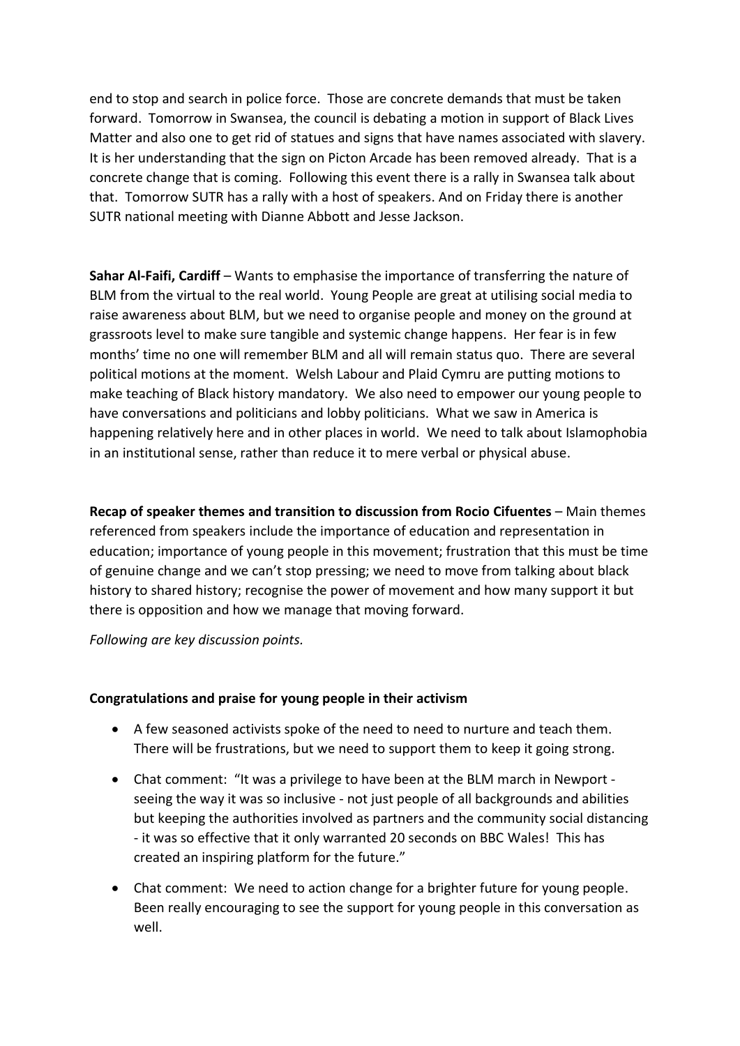end to stop and search in police force. Those are concrete demands that must be taken forward. Tomorrow in Swansea, the council is debating a motion in support of Black Lives Matter and also one to get rid of statues and signs that have names associated with slavery. It is her understanding that the sign on Picton Arcade has been removed already. That is a concrete change that is coming. Following this event there is a rally in Swansea talk about that. Tomorrow SUTR has a rally with a host of speakers. And on Friday there is another SUTR national meeting with Dianne Abbott and Jesse Jackson.

**Sahar Al-Faifi, Cardiff** – Wants to emphasise the importance of transferring the nature of BLM from the virtual to the real world. Young People are great at utilising social media to raise awareness about BLM, but we need to organise people and money on the ground at grassroots level to make sure tangible and systemic change happens. Her fear is in few months' time no one will remember BLM and all will remain status quo. There are several political motions at the moment. Welsh Labour and Plaid Cymru are putting motions to make teaching of Black history mandatory. We also need to empower our young people to have conversations and politicians and lobby politicians. What we saw in America is happening relatively here and in other places in world. We need to talk about Islamophobia in an institutional sense, rather than reduce it to mere verbal or physical abuse.

**Recap of speaker themes and transition to discussion from Rocio Cifuentes** – Main themes referenced from speakers include the importance of education and representation in education; importance of young people in this movement; frustration that this must be time of genuine change and we can't stop pressing; we need to move from talking about black history to shared history; recognise the power of movement and how many support it but there is opposition and how we manage that moving forward.

*Following are key discussion points.*

**Congratulations and praise for young people in their activism**

- A few seasoned activists spoke of the need to need to nurture and teach them. There will be frustrations, but we need to support them to keep it going strong.
- Chat comment: "It was a privilege to have been at the BLM march in Newport - seeing the way it was so inclusive - not just people of all backgrounds and abilities but keeping the authorities involved as partners and the community social distancing - it was so effective that it only warranted 20 seconds on BBC Wales! This has created an inspiring platform for the future."
- Chat comment: We need to action change for a brighter future for young people. Been really encouraging to see the support for young people in this conversation as well.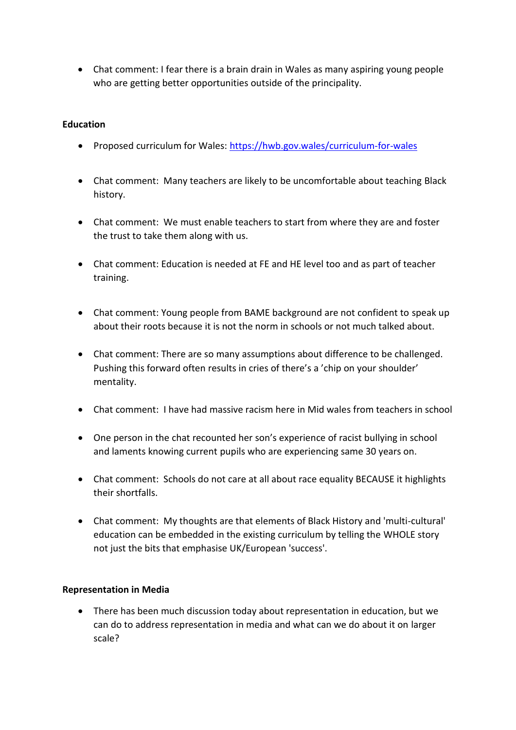- Chat comment: I fear there is a brain drain in Wales as many aspiring young people who are getting better opportunities outside of the principality.

**Education**

- Proposed curriculum for Wales: [https://hwb.gov.wales/curriculum-for-wales](https://hwb.gov.wales/curriculum-for-wales)

- Chat comment: Many teachers are likely to be uncomfortable about teaching Black history.

- Chat comment: We must enable teachers to start from where they are and foster the trust to take them along with us.

- Chat comment: Education is needed at FE and HE level too and as part of teacher training.

- Chat comment: Young people from BAME background are not confident to speak up about their roots because it is not the norm in schools or not much talked about.

- Chat comment: There are so many assumptions about difference to be challenged. Pushing this forward often results in cries of there's a 'chip on your shoulder' mentality.

- Chat comment: I have had massive racism here in Mid wales from teachers in school

- One person in the chat recounted her son's experience of racist bullying in school and laments knowing current pupils who are experiencing same 30 years on.

- Chat comment: Schools do not care at all about race equality BECAUSE it highlights their shortfalls.

- Chat comment: My thoughts are that elements of Black History and 'multi-cultural' education can be embedded in the existing curriculum by telling the WHOLE story not just the bits that emphasise UK/European 'success'.

**Representation in Media**

- There has been much discussion today about representation in education, but we can do to address representation in media and what can we do about it on larger scale?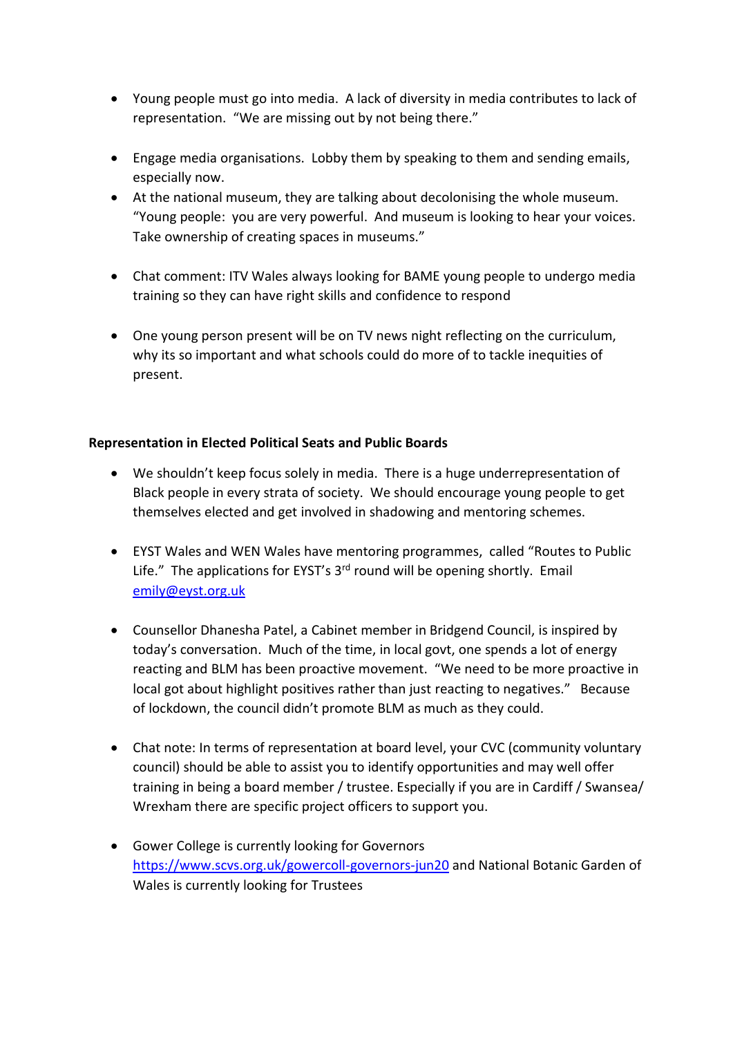- Young people must go into media. A lack of diversity in media contributes to lack of representation. "We are missing out by not being there."

- Engage media organisations. Lobby them by speaking to them and sending emails, especially now.
- At the national museum, they are talking about decolonising the whole museum. "Young people: you are very powerful. And museum is looking to hear your voices. Take ownership of creating spaces in museums."

- Chat comment: ITV Wales always looking for BAME young people to undergo media training so they can have right skills and confidence to respond

- One young person present will be on TV news night reflecting on the curriculum, why its so important and what schools could do more of to tackle inequities of present.

**Representation in Elected Political Seats and Public Boards**

- We shouldn't keep focus solely in media. There is a huge underrepresentation of Black people in every strata of society. We should encourage young people to get themselves elected and get involved in shadowing and mentoring schemes.

- EYST Wales and WEN Wales have mentoring programmes, called "Routes to Public Life." The applications for EYST's 3rd round will be opening shortly. Email [emily@eyst.org.uk](mailto:emily@eyst.org.uk)

- Counsellor Dhanesha Patel, a Cabinet member in Bridgend Council, is inspired by today's conversation. Much of the time, in local govt, one spends a lot of energy reacting and BLM has been proactive movement. "We need to be more proactive in local got about highlight positives rather than just reacting to negatives." Because of lockdown, the council didn't promote BLM as much as they could.

- Chat note: In terms of representation at board level, your CVC (community voluntary council) should be able to assist you to identify opportunities and may well offer training in being a board member / trustee. Especially if you are in Cardiff / Swansea/ Wrexham there are specific project officers to support you.

- Gower College is currently looking for Governors [https://www.scvs.org.uk/gowercoll-governors-jun20](https://www.scvs.org.uk/gowercoll-governors-jun20) and National Botanic Garden of Wales is currently looking for Trustees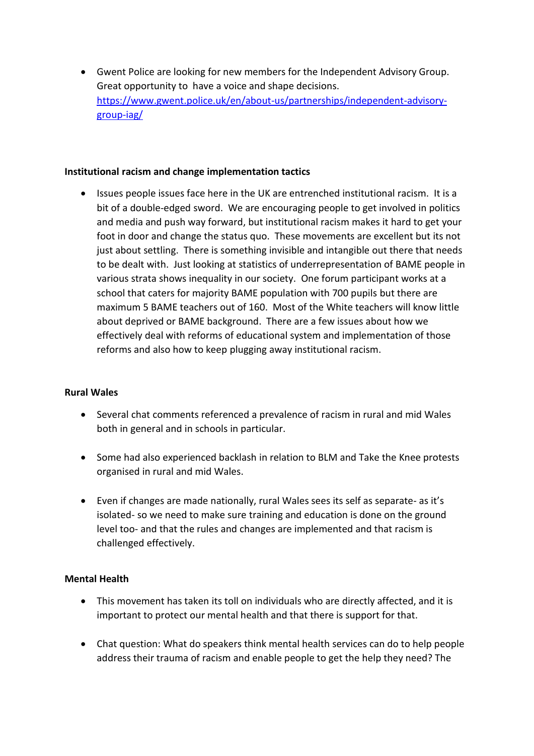- Gwent Police are looking for new members for the Independent Advisory Group. Great opportunity to have a voice and shape decisions. https://www.gwent.police.uk/en/about-us/partnerships/independent-advisory-group-iag/

**Institutional racism and change implementation tactics**

- Issues people issues face here in the UK are entrenched institutional racism. It is a bit of a double-edged sword. We are encouraging people to get involved in politics and media and push way forward, but institutional racism makes it hard to get your foot in door and change the status quo. These movements are excellent but its not just about settling. There is something invisible and intangible out there that needs to be dealt with. Just looking at statistics of underrepresentation of BAME people in various strata shows inequality in our society. One forum participant works at a school that caters for majority BAME population with 700 pupils but there are maximum 5 BAME teachers out of 160. Most of the White teachers will know little about deprived or BAME background. There are a few issues about how we effectively deal with reforms of educational system and implementation of those reforms and also how to keep plugging away institutional racism.

**Rural Wales**

- Several chat comments referenced a prevalence of racism in rural and mid Wales both in general and in schools in particular.

- Some had also experienced backlash in relation to BLM and Take the Knee protests organised in rural and mid Wales.

- Even if changes are made nationally, rural Wales sees its self as separate- as it's isolated- so we need to make sure training and education is done on the ground level too- and that the rules and changes are implemented and that racism is challenged effectively.

**Mental Health**

- This movement has taken its toll on individuals who are directly affected, and it is important to protect our mental health and that there is support for that.

- Chat question: What do speakers think mental health services can do to help people address their trauma of racism and enable people to get the help they need? The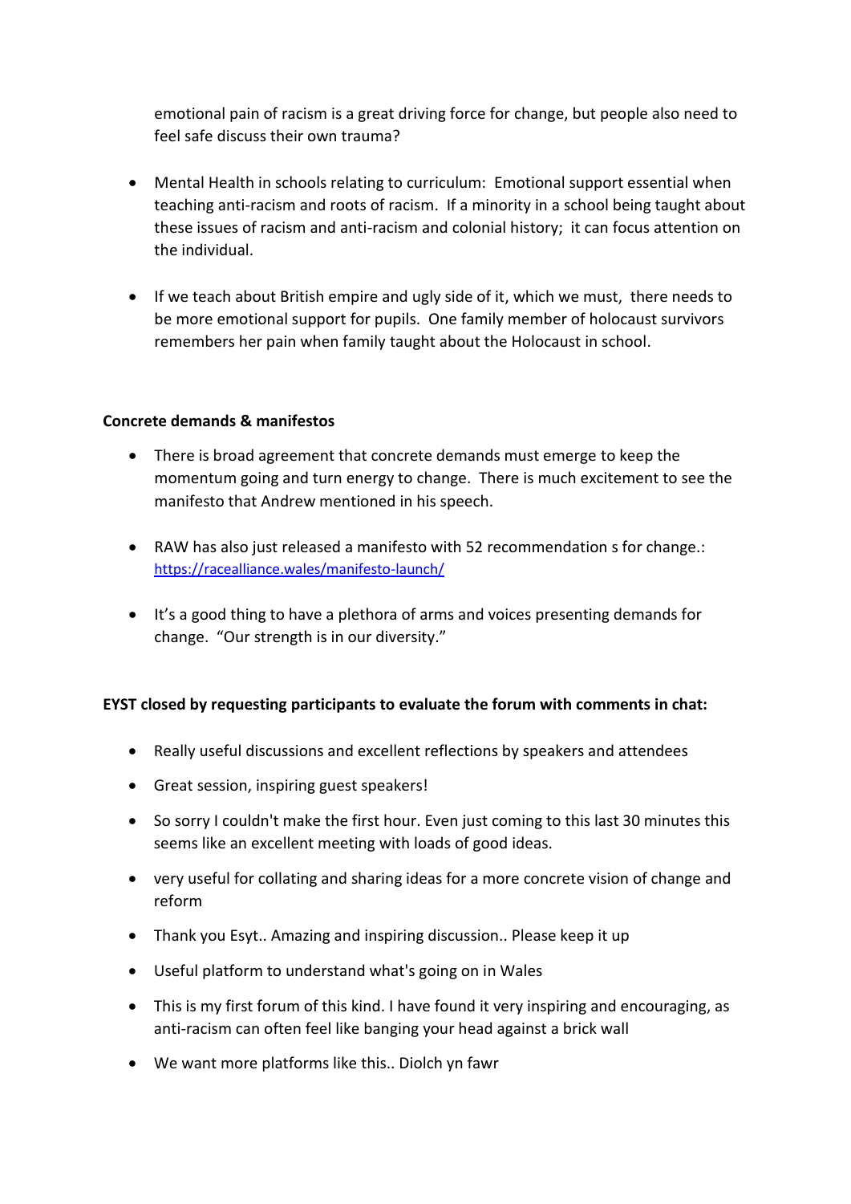emotional pain of racism is a great driving force for change, but people also need to feel safe discuss their own trauma?

- Mental Health in schools relating to curriculum: Emotional support essential when teaching anti-racism and roots of racism. If a minority in a school being taught about these issues of racism and anti-racism and colonial history; it can focus attention on the individual.

- If we teach about British empire and ugly side of it, which we must, there needs to be more emotional support for pupils. One family member of holocaust survivors remembers her pain when family taught about the Holocaust in school.

**Concrete demands & manifestos**

- There is broad agreement that concrete demands must emerge to keep the momentum going and turn energy to change. There is much excitement to see the manifesto that Andrew mentioned in his speech.

- RAW has also just released a manifesto with 52 recommendation s for change.: [https://racealliance.wales/manifesto-launch/](https://racealliance.wales/manifesto-launch/)

- It's a good thing to have a plethora of arms and voices presenting demands for change. "Our strength is in our diversity."

**EYST closed by requesting participants to evaluate the forum with comments in chat:**

- Really useful discussions and excellent reflections by speakers and attendees
- Great session, inspiring guest speakers!
- So sorry I couldn't make the first hour. Even just coming to this last 30 minutes this seems like an excellent meeting with loads of good ideas.
- very useful for collating and sharing ideas for a more concrete vision of change and reform
- Thank you Esyt.. Amazing and inspiring discussion.. Please keep it up
- Useful platform to understand what's going on in Wales
- This is my first forum of this kind. I have found it very inspiring and encouraging, as anti-racism can often feel like banging your head against a brick wall
- We want more platforms like this.. Diolch yn fawr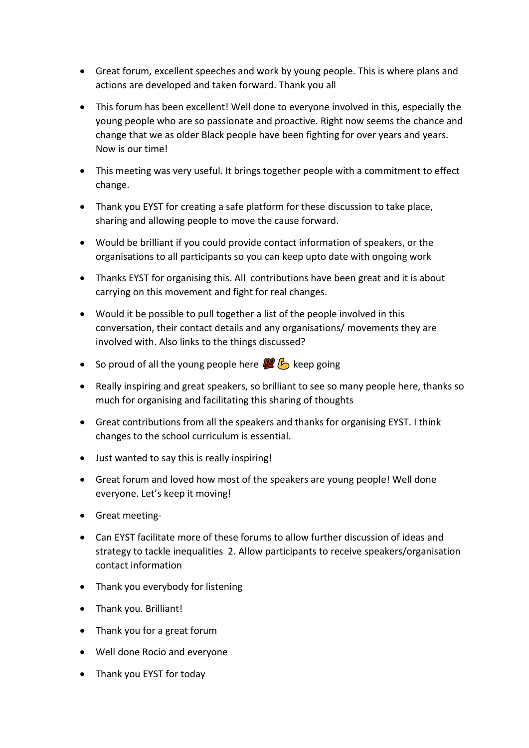- Great forum, excellent speeches and work by young people. This is where plans and actions are developed and taken forward. Thank you all
- This forum has been excellent! Well done to everyone involved in this, especially the young people who are so passionate and proactive. Right now seems the chance and change that we as older Black people have been fighting for over years and years. Now is our time!
- This meeting was very useful. It brings together people with a commitment to effect change.
- Thank you EYST for creating a safe platform for these discussion to take place, sharing and allowing people to move the cause forward.
- Would be brilliant if you could provide contact information of speakers, or the organisations to all participants so you can keep upto date with ongoing work
- Thanks EYST for organising this. All contributions have been great and it is about carrying on this movement and fight for real changes.
- Would it be possible to pull together a list of the people involved in this conversation, their contact details and any organisations/ movements they are involved with. Also links to the things discussed?
- So proud of all the young people here 💯💪 keep going
- Really inspiring and great speakers, so brilliant to see so many people here, thanks so much for organising and facilitating this sharing of thoughts
- Great contributions from all the speakers and thanks for organising EYST. I think changes to the school curriculum is essential.
- Just wanted to say this is really inspiring!
- Great forum and loved how most of the speakers are young people! Well done everyone. Let's keep it moving!
- Great meeting-
- Can EYST facilitate more of these forums to allow further discussion of ideas and strategy to tackle inequalities 2. Allow participants to receive speakers/organisation contact information
- Thank you everybody for listening
- Thank you. Brilliant!
- Thank you for a great forum
- Well done Rocio and everyone
- Thank you EYST for today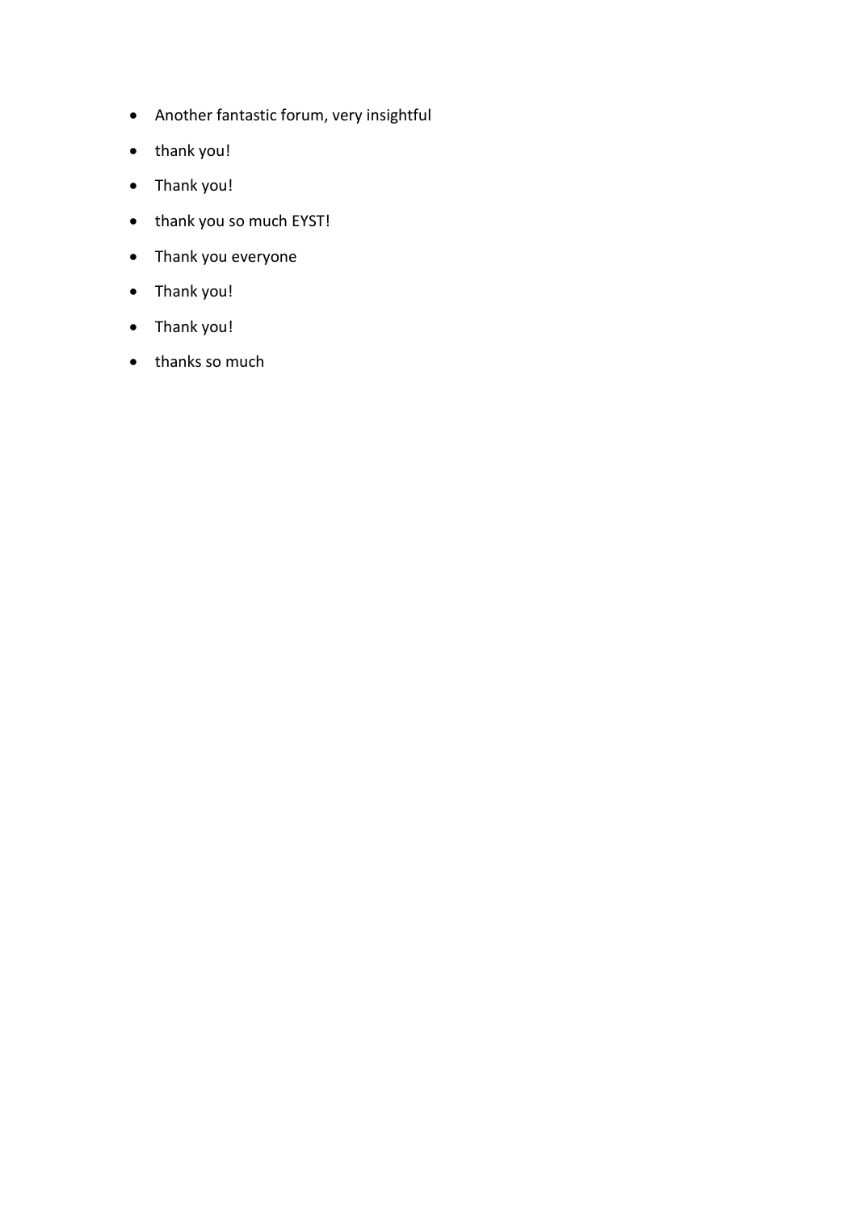- Another fantastic forum, very insightful
- thank you!
- Thank you!
- thank you so much EYST!
- Thank you everyone
- Thank you!
- Thank you!
- thanks so much